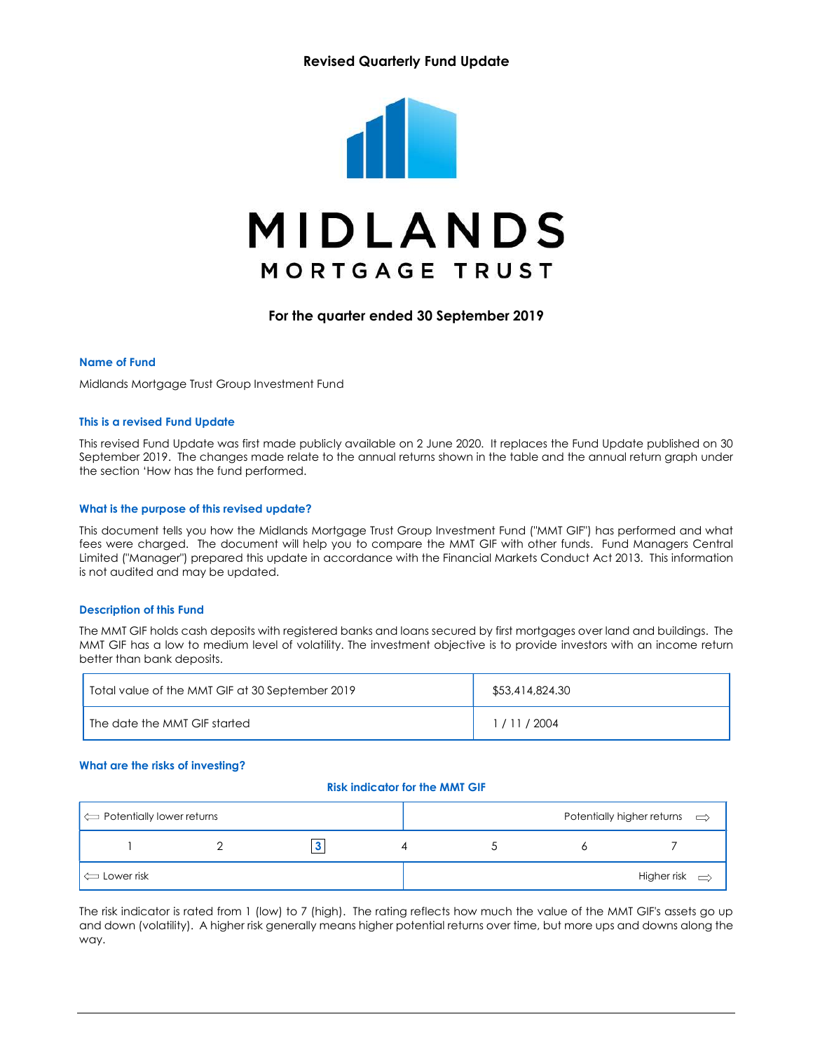# Revised Quarterly Fund Update

MIDLANDS

MORTGAGE TRUST

## For the quarter ended 30 September 2019

### Name of Fund

Midlands Mortgage Trust Group Investment Fund

### This is a revised Fund Update

This revised Fund Update was first made publicly available on 2 June 2020. It replaces the Fund Update published on 30 September 2019. The changes made relate to the annual returns shown in the table and the annual return graph under the section 'How has the fund performed.

### What is the purpose of this revised update?

This document tells you how the Midlands Mortgage Trust Group Investment Fund ("MMT GIF") has performed and what fees were charged. The document will help you to compare the MMT GIF with other funds. Fund Managers Central Limited ("Manager") prepared this update in accordance with the Financial Markets Conduct Act 2013. This information is not audited and may be updated.

### Description of this Fund

The MMT GIF holds cash deposits with registered banks and loans secured by first mortgages over land and buildings. The MMT GIF has a low to medium level of volatility. The investment objective is to provide investors with an income return better than bank deposits.

| | |
|---|---|
| Total value of the MMT GIF at 30 September 2019 | $53,414,824.30 |
| The date the MMT GIF started | 1 / 11 / 2004 |

### What are the risks of investing?

**Risk indicator for the MMT GIF**

| ⇐ Potentially lower returns | | | | Potentially higher returns ⇒ | | |
|---|---|---|---|---|---|---|
| 1 | 2 | **[3]** | 4 | 5 | 6 | 7 |
| ⇐ Lower risk | | | | Higher risk ⇒ | | |

The risk indicator is rated from 1 (low) to 7 (high). The rating reflects how much the value of the MMT GIF's assets go up and down (volatility). A higher risk generally means higher potential returns over time, but more ups and downs along the way.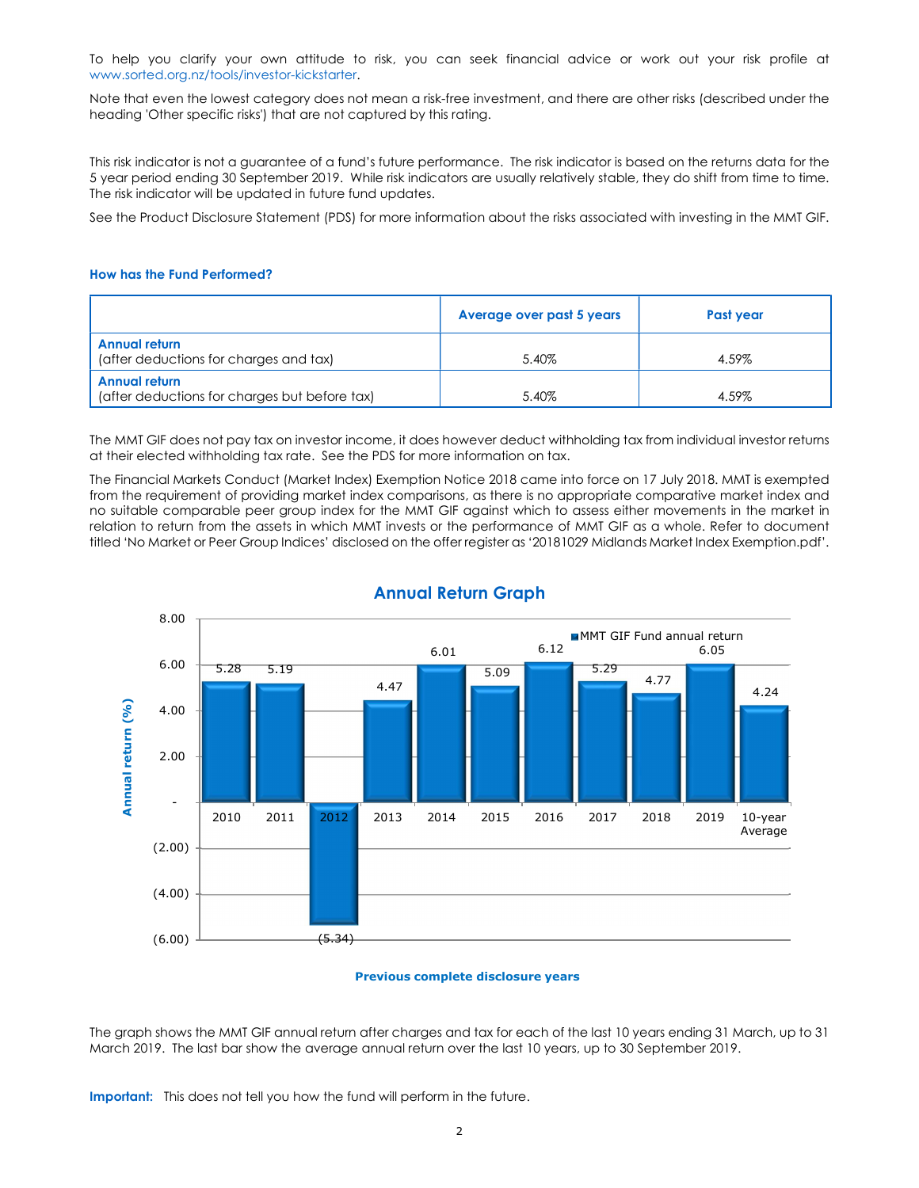To help you clarify your own attitude to risk, you can seek financial advice or work out your risk profile at www.sorted.org.nz/tools/investor-kickstarter.

Note that even the lowest category does not mean a risk-free investment, and there are other risks (described under the heading 'Other specific risks') that are not captured by this rating.

This risk indicator is not a guarantee of a fund's future performance. The risk indicator is based on the returns data for the 5 year period ending 30 September 2019. While risk indicators are usually relatively stable, they do shift from time to time. The risk indicator will be updated in future fund updates.

See the Product Disclosure Statement (PDS) for more information about the risks associated with investing in the MMT GIF.

### How has the Fund Performed?

| | Average over past 5 years | Past year |
|---|---|---|
| **Annual return** (after deductions for charges and tax) | 5.40% | 4.59% |
| **Annual return** (after deductions for charges but before tax) | 5.40% | 4.59% |

The MMT GIF does not pay tax on investor income, it does however deduct withholding tax from individual investor returns at their elected withholding tax rate. See the PDS for more information on tax.

The Financial Markets Conduct (Market Index) Exemption Notice 2018 came into force on 17 July 2018. MMT is exempted from the requirement of providing market index comparisons, as there is no appropriate comparative market index and no suitable comparable peer group index for the MMT GIF against which to assess either movements in the market in relation to return from the assets in which MMT invests or the performance of MMT GIF as a whole. Refer to document titled 'No Market or Peer Group Indices' disclosed on the offer register as '20181029 Midlands Market Index Exemption.pdf'.

**Annual Return Graph**

MMT GIF Fund annual return

| Year | Annual return (%) |
|---|---|
| 2010 | 5.28 |
| 2011 | 5.19 |
| 2012 | (5.34) |
| 2013 | 4.47 |
| 2014 | 6.01 |
| 2015 | 5.09 |
| 2016 | 6.12 |
| 2017 | 5.29 |
| 2018 | 4.77 |
| 2019 | 6.05 |
| 10-year Average | 4.24 |

**Previous complete disclosure years**

The graph shows the MMT GIF annual return after charges and tax for each of the last 10 years ending 31 March, up to 31 March 2019. The last bar show the average annual return over the last 10 years, up to 30 September 2019.

**Important:** This does not tell you how the fund will perform in the future.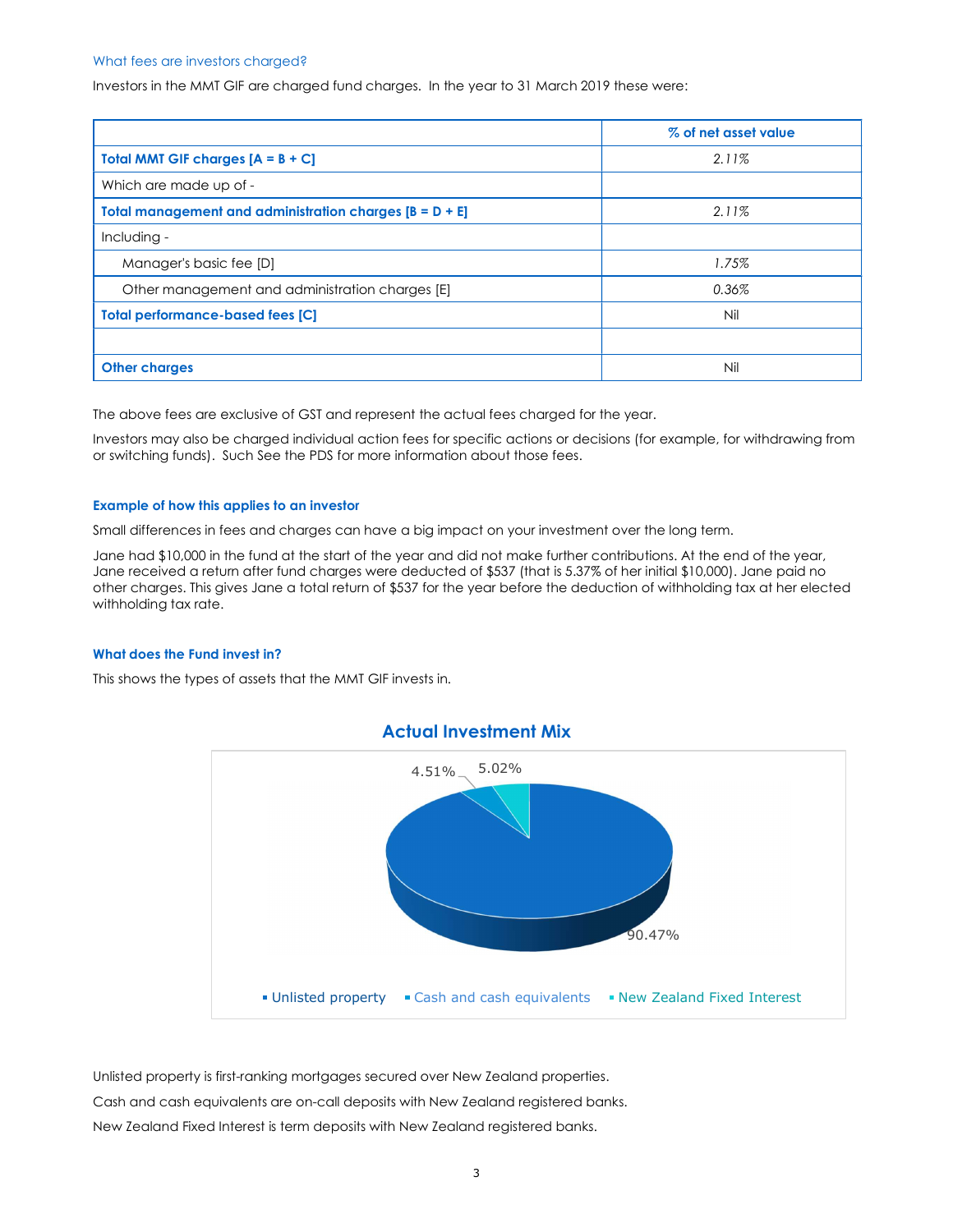### What fees are investors charged?

Investors in the MMT GIF are charged fund charges. In the year to 31 March 2019 these were:

| | % of net asset value |
|---|---|
| **Total MMT GIF charges [A = B + C]** | *2.11%* |
| Which are made up of - | |
| **Total management and administration charges [B = D + E]** | *2.11%* |
| Including - | |
| Manager's basic fee [D] | *1.75%* |
| Other management and administration charges [E] | *0.36%* |
| **Total performance-based fees [C]** | Nil |
| | |
| **Other charges** | Nil |

The above fees are exclusive of GST and represent the actual fees charged for the year.

Investors may also be charged individual action fees for specific actions or decisions (for example, for withdrawing from or switching funds). Such See the PDS for more information about those fees.

### Example of how this applies to an investor

Small differences in fees and charges can have a big impact on your investment over the long term.

Jane had $10,000 in the fund at the start of the year and did not make further contributions. At the end of the year, Jane received a return after fund charges were deducted of $537 (that is 5.37% of her initial $10,000). Jane paid no other charges. This gives Jane a total return of $537 for the year before the deduction of withholding tax at her elected withholding tax rate.

### What does the Fund invest in?

This shows the types of assets that the MMT GIF invests in.

**Actual Investment Mix**

| Asset type | % |
|---|---|
| Unlisted property | 90.47% |
| Cash and cash equivalents | 4.51% |
| New Zealand Fixed Interest | 5.02% |

Unlisted property is first-ranking mortgages secured over New Zealand properties.

Cash and cash equivalents are on-call deposits with New Zealand registered banks.

New Zealand Fixed Interest is term deposits with New Zealand registered banks.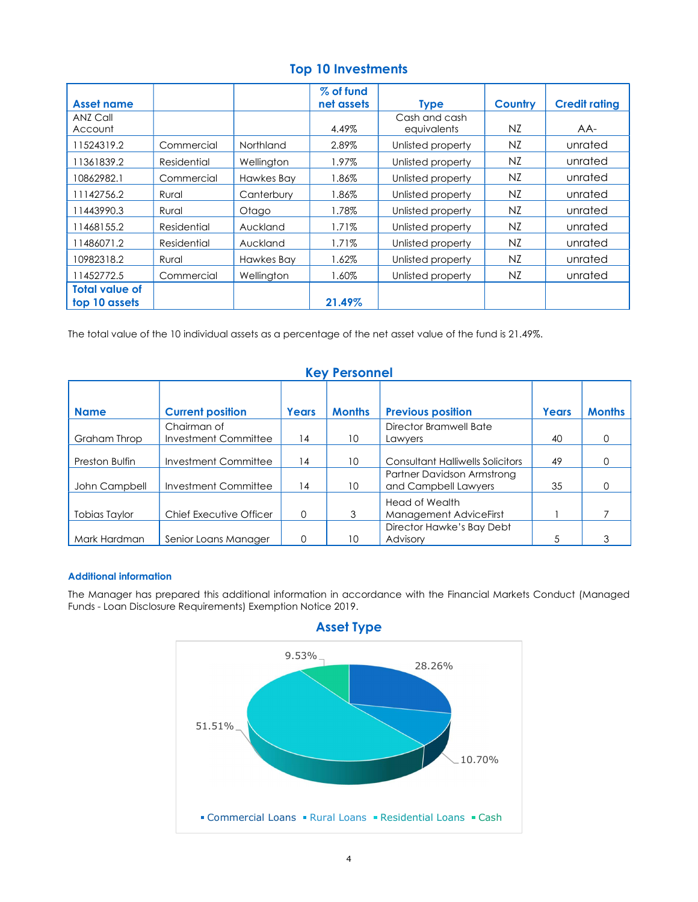## Top 10 Investments

| Asset name | | | % of fund net assets | Type | Country | Credit rating |
|---|---|---|---|---|---|---|
| ANZ Call Account | | | 4.49% | Cash and cash equivalents | NZ | AA- |
| 11524319.2 | Commercial | Northland | 2.89% | Unlisted property | NZ | unrated |
| 11361839.2 | Residential | Wellington | 1.97% | Unlisted property | NZ | unrated |
| 10862982.1 | Commercial | Hawkes Bay | 1.86% | Unlisted property | NZ | unrated |
| 11142756.2 | Rural | Canterbury | 1.86% | Unlisted property | NZ | unrated |
| 11443990.3 | Rural | Otago | 1.78% | Unlisted property | NZ | unrated |
| 11468155.2 | Residential | Auckland | 1.71% | Unlisted property | NZ | unrated |
| 11486071.2 | Residential | Auckland | 1.71% | Unlisted property | NZ | unrated |
| 10982318.2 | Rural | Hawkes Bay | 1.62% | Unlisted property | NZ | unrated |
| 11452772.5 | Commercial | Wellington | 1.60% | Unlisted property | NZ | unrated |
| **Total value of top 10 assets** | | | **21.49%** | | | |

The total value of the 10 individual assets as a percentage of the net asset value of the fund is 21.49%.

## Key Personnel

| Name | Current position | Years | Months | Previous position | Years | Months |
|---|---|---|---|---|---|---|
| Graham Throp | Chairman of Investment Committee | 14 | 10 | Director Bramwell Bate Lawyers | 40 | 0 |
| Preston Bulfin | Investment Committee | 14 | 10 | Consultant Halliwells Solicitors | 49 | 0 |
| John Campbell | Investment Committee | 14 | 10 | Partner Davidson Armstrong and Campbell Lawyers | 35 | 0 |
| Tobias Taylor | Chief Executive Officer | 0 | 3 | Head of Wealth Management AdviceFirst | 1 | 7 |
| Mark Hardman | Senior Loans Manager | 0 | 10 | Director Hawke's Bay Debt Advisory | 5 | 3 |

### Additional information

The Manager has prepared this additional information in accordance with the Financial Markets Conduct (Managed Funds - Loan Disclosure Requirements) Exemption Notice 2019.

## Asset Type

| Asset Type | % |
|---|---|
| Commercial Loans | 28.26% |
| Rural Loans | 10.70% |
| Residential Loans | 51.51% |
| Cash | 9.53% |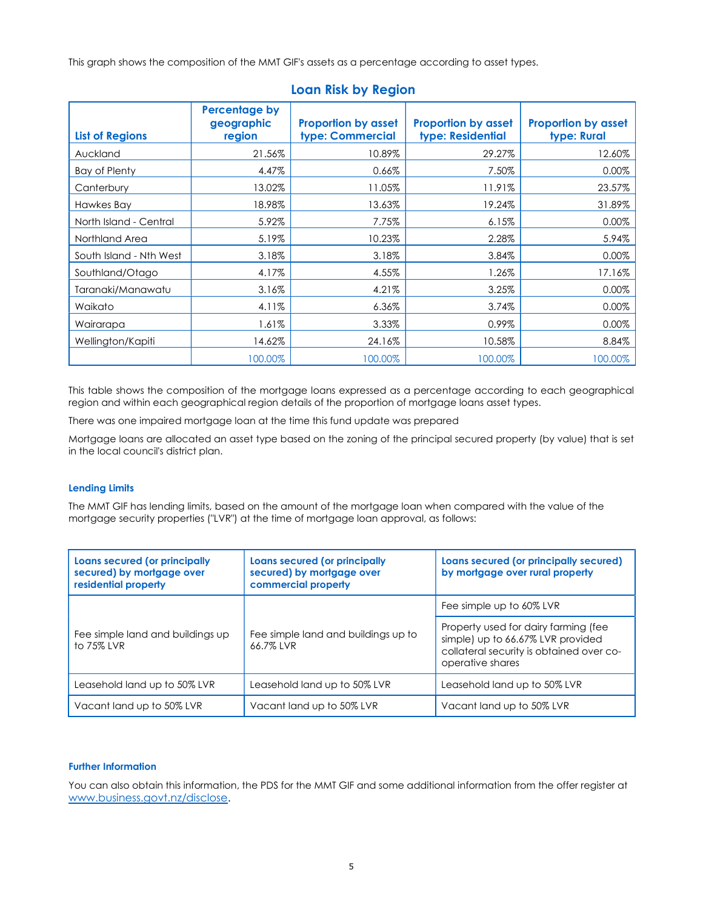This graph shows the composition of the MMT GIF's assets as a percentage according to asset types.

## Loan Risk by Region

| List of Regions | Percentage by geographic region | Proportion by asset type: Commercial | Proportion by asset type: Residential | Proportion by asset type: Rural |
|---|---|---|---|---|
| Auckland | 21.56% | 10.89% | 29.27% | 12.60% |
| Bay of Plenty | 4.47% | 0.66% | 7.50% | 0.00% |
| Canterbury | 13.02% | 11.05% | 11.91% | 23.57% |
| Hawkes Bay | 18.98% | 13.63% | 19.24% | 31.89% |
| North Island - Central | 5.92% | 7.75% | 6.15% | 0.00% |
| Northland Area | 5.19% | 10.23% | 2.28% | 5.94% |
| South Island - Nth West | 3.18% | 3.18% | 3.84% | 0.00% |
| Southland/Otago | 4.17% | 4.55% | 1.26% | 17.16% |
| Taranaki/Manawatu | 3.16% | 4.21% | 3.25% | 0.00% |
| Waikato | 4.11% | 6.36% | 3.74% | 0.00% |
| Wairarapa | 1.61% | 3.33% | 0.99% | 0.00% |
| Wellington/Kapiti | 14.62% | 24.16% | 10.58% | 8.84% |
| | 100.00% | 100.00% | 100.00% | 100.00% |

This table shows the composition of the mortgage loans expressed as a percentage according to each geographical region and within each geographical region details of the proportion of mortgage loans asset types.

There was one impaired mortgage loan at the time this fund update was prepared

Mortgage loans are allocated an asset type based on the zoning of the principal secured property (by value) that is set in the local council's district plan.

### Lending Limits

The MMT GIF has lending limits, based on the amount of the mortgage loan when compared with the value of the mortgage security properties ("LVR") at the time of mortgage loan approval, as follows:

| Loans secured (or principally secured) by mortgage over residential property | Loans secured (or principally secured) by mortgage over commercial property | Loans secured (or principally secured) by mortgage over rural property |
|---|---|---|
| Fee simple land and buildings up to 75% LVR | Fee simple land and buildings up to 66.7% LVR | Fee simple up to 60% LVR |
| | | Property used for dairy farming (fee simple) up to 66.67% LVR provided collateral security is obtained over co-operative shares |
| Leasehold land up to 50% LVR | Leasehold land up to 50% LVR | Leasehold land up to 50% LVR |
| Vacant land up to 50% LVR | Vacant land up to 50% LVR | Vacant land up to 50% LVR |

### Further Information

You can also obtain this information, the PDS for the MMT GIF and some additional information from the offer register at www.business.govt.nz/disclose.